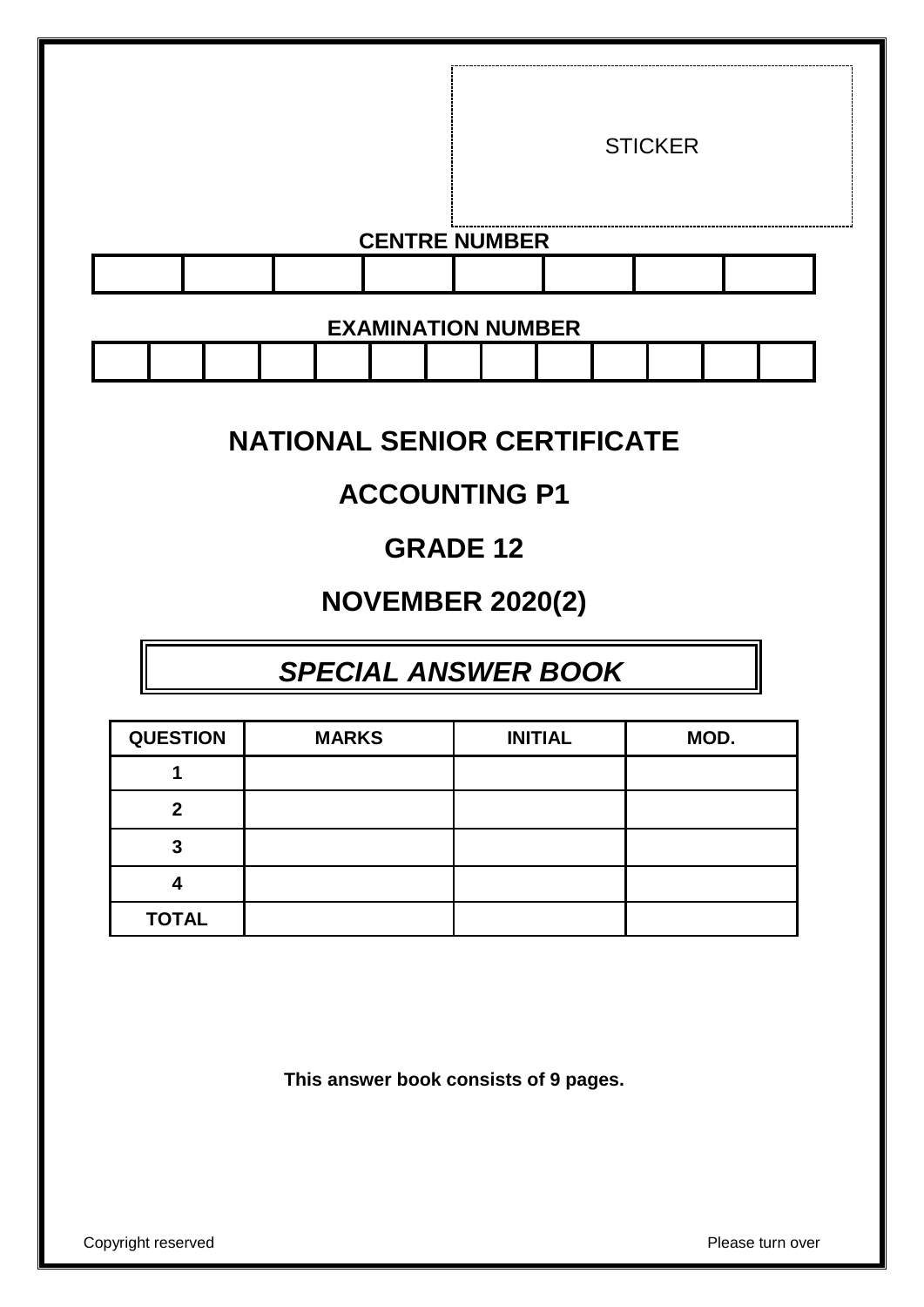STICKER

**CENTRE NUMBER**

| | | | | | | | |
|---|---|---|---|---|---|---|---|
| | | | | | | | |

**EXAMINATION NUMBER**

| | | | | | | | | | | | | |
|---|---|---|---|---|---|---|---|---|---|---|---|---|
| | | | | | | | | | | | | |

# NATIONAL SENIOR CERTIFICATE

# ACCOUNTING P1

# GRADE 12

# NOVEMBER 2020(2)

## *SPECIAL ANSWER BOOK*

| QUESTION | MARKS | INITIAL | MOD. |
|---|---|---|---|
| 1 | | | |
| 2 | | | |
| 3 | | | |
| 4 | | | |
| TOTAL | | | |

**This answer book consists of 9 pages.**

Copyright reserved

Please turn over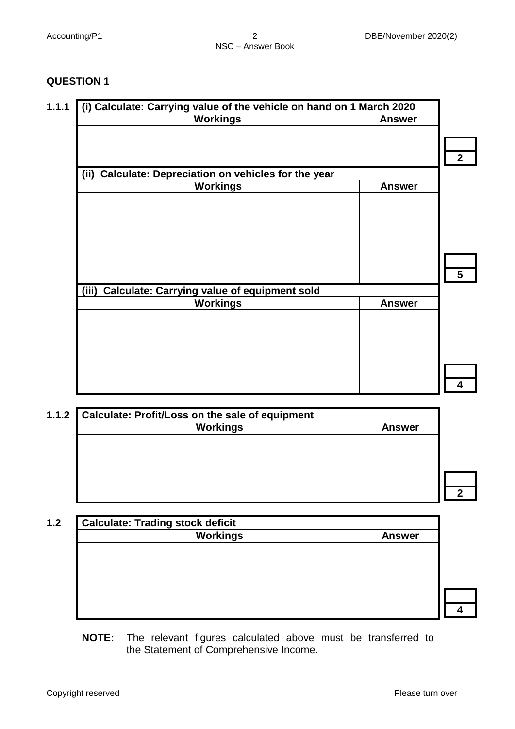## QUESTION 1

**1.1.1**

| (i) Calculate: Carrying value of the vehicle on hand on 1 March 2020 | | |
|---|---|---|
| **Workings** | **Answer** | |
| | | 2 |

| (ii) Calculate: Depreciation on vehicles for the year | | |
|---|---|---|
| **Workings** | **Answer** | |
| | | 5 |

| (iii) Calculate: Carrying value of equipment sold | | |
|---|---|---|
| **Workings** | **Answer** | |
| | | 4 |

**1.1.2**

| Calculate: Profit/Loss on the sale of equipment | | |
|---|---|---|
| **Workings** | **Answer** | |
| | | 2 |

**1.2**

| Calculate: Trading stock deficit | | |
|---|---|---|
| **Workings** | **Answer** | |
| | | 4 |

**NOTE:** The relevant figures calculated above must be transferred to the Statement of Comprehensive Income.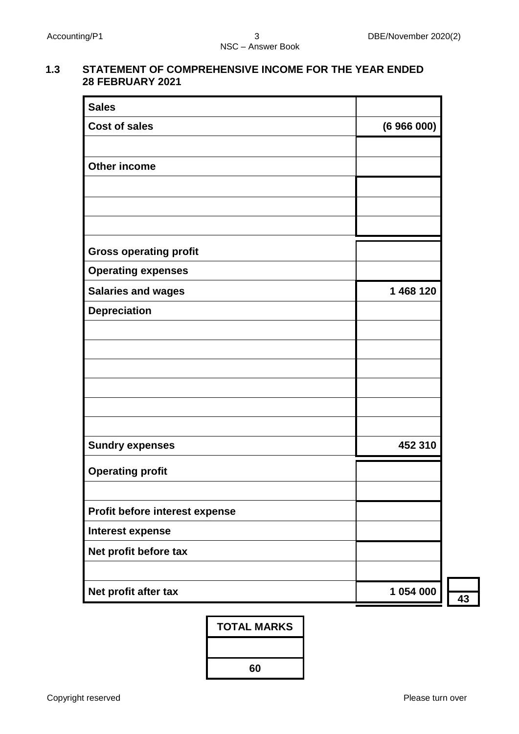## 1.3 STATEMENT OF COMPREHENSIVE INCOME FOR THE YEAR ENDED 28 FEBRUARY 2021

| | |
|---|---|
| **Sales** | |
| **Cost of sales** | **(6 966 000)** |
| | |
| **Other income** | |
| | |
| | |
| | |
| **Gross operating profit** | |
| **Operating expenses** | |
| **Salaries and wages** | **1 468 120** |
| **Depreciation** | |
| | |
| | |
| | |
| | |
| | |
| | |
| **Sundry expenses** | **452 310** |
| **Operating profit** | |
| | |
| **Profit before interest expense** | |
| **Interest expense** | |
| **Net profit before tax** | |
| | |
| **Net profit after tax** | **1 054 000** |

**43**

| TOTAL MARKS |
|---|
| |
| **60** |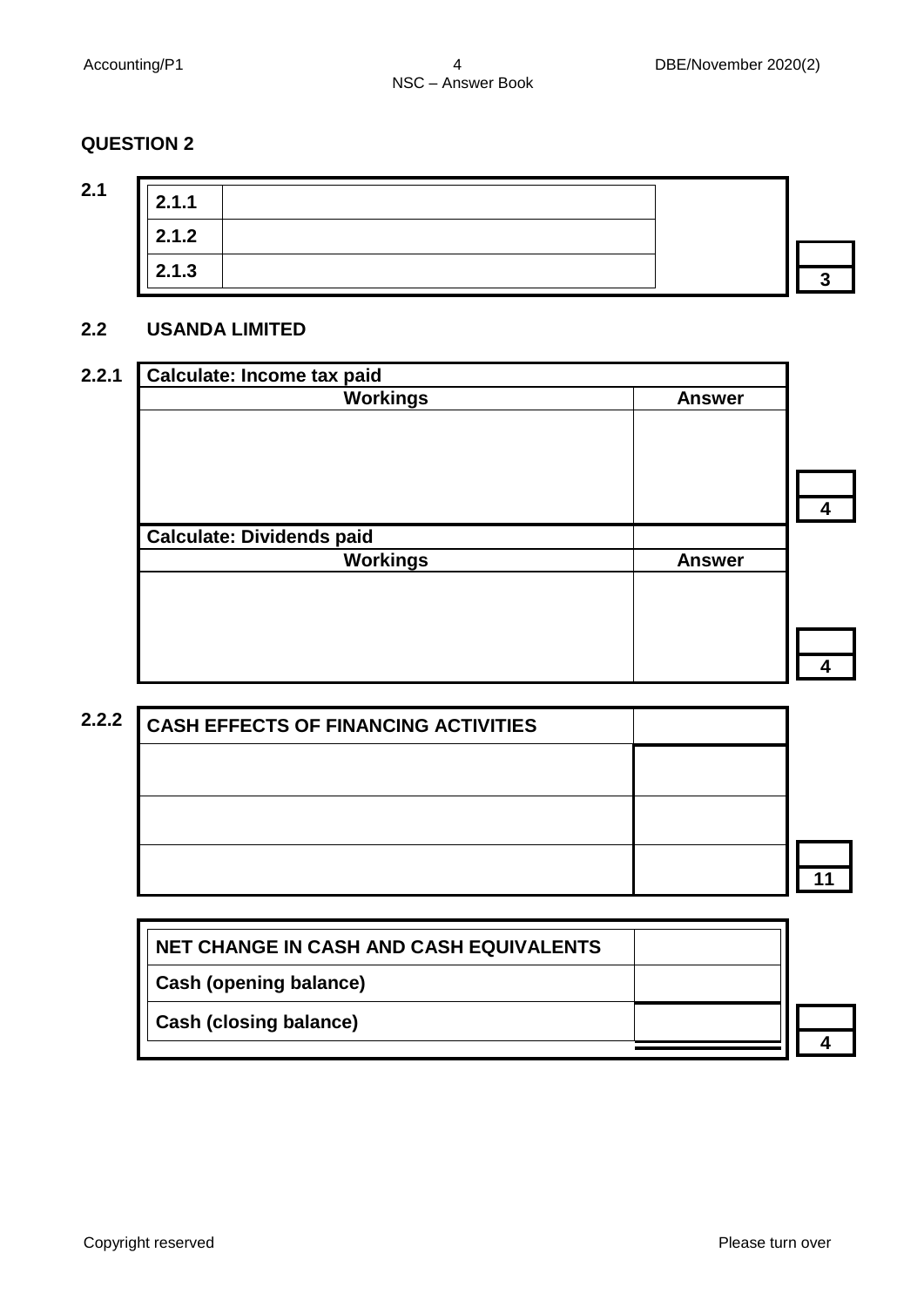## QUESTION 2

**2.1**

| | | |
|---|---|---|
| **2.1.1** | | |
| **2.1.2** | | |
| **2.1.3** | | **3** |

**2.2 USANDA LIMITED**

**2.2.1**

| **Calculate: Income tax paid** | | |
|---|---|---|
| **Workings** | **Answer** | |
| | | **4** |

| **Calculate: Dividends paid** | | |
|---|---|---|
| **Workings** | **Answer** | |
| | | **4** |

**2.2.2**

| **CASH EFFECTS OF FINANCING ACTIVITIES** | | |
|---|---|---|
| | | |
| | | |
| | | **11** |

| **NET CHANGE IN CASH AND CASH EQUIVALENTS** | | |
|---|---|---|
| **Cash (opening balance)** | | |
| **Cash (closing balance)** | | **4** |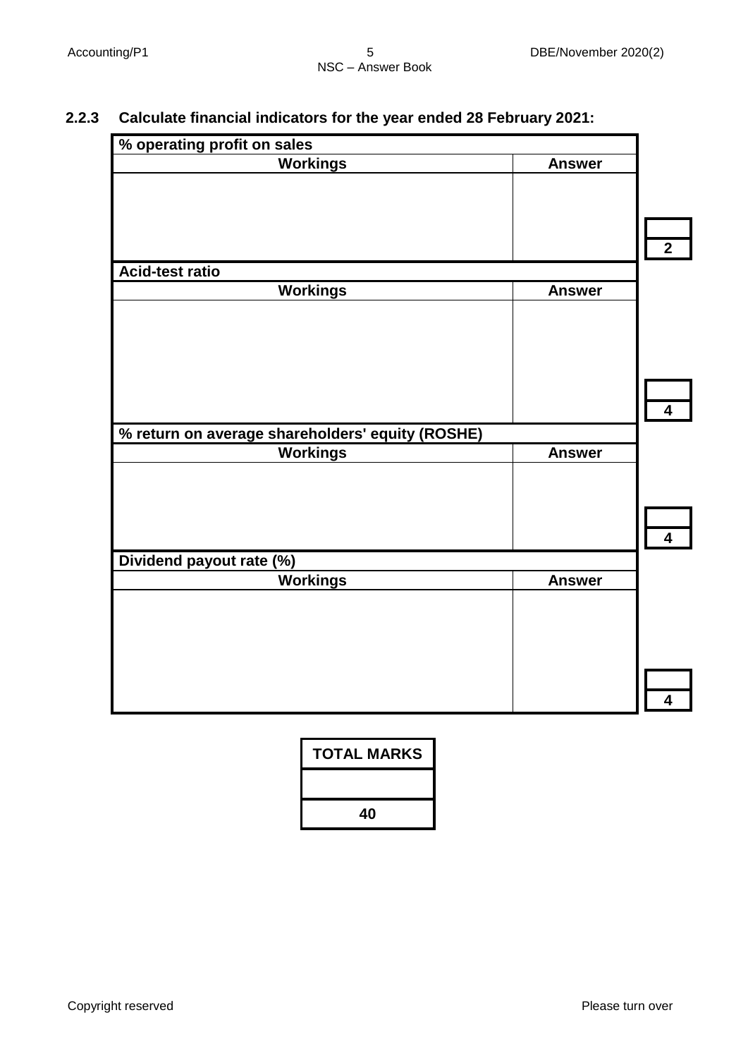### 2.2.3 Calculate financial indicators for the year ended 28 February 2021:

| % operating profit on sales | | |
|---|---|---|
| **Workings** | **Answer** | |
| | | 2 |

| Acid-test ratio | | |
|---|---|---|
| **Workings** | **Answer** | |
| | | 4 |

| % return on average shareholders' equity (ROSHE) | | |
|---|---|---|
| **Workings** | **Answer** | |
| | | 4 |

| Dividend payout rate (%) | | |
|---|---|---|
| **Workings** | **Answer** | |
| | | 4 |

| TOTAL MARKS |
|---|
| |
| 40 |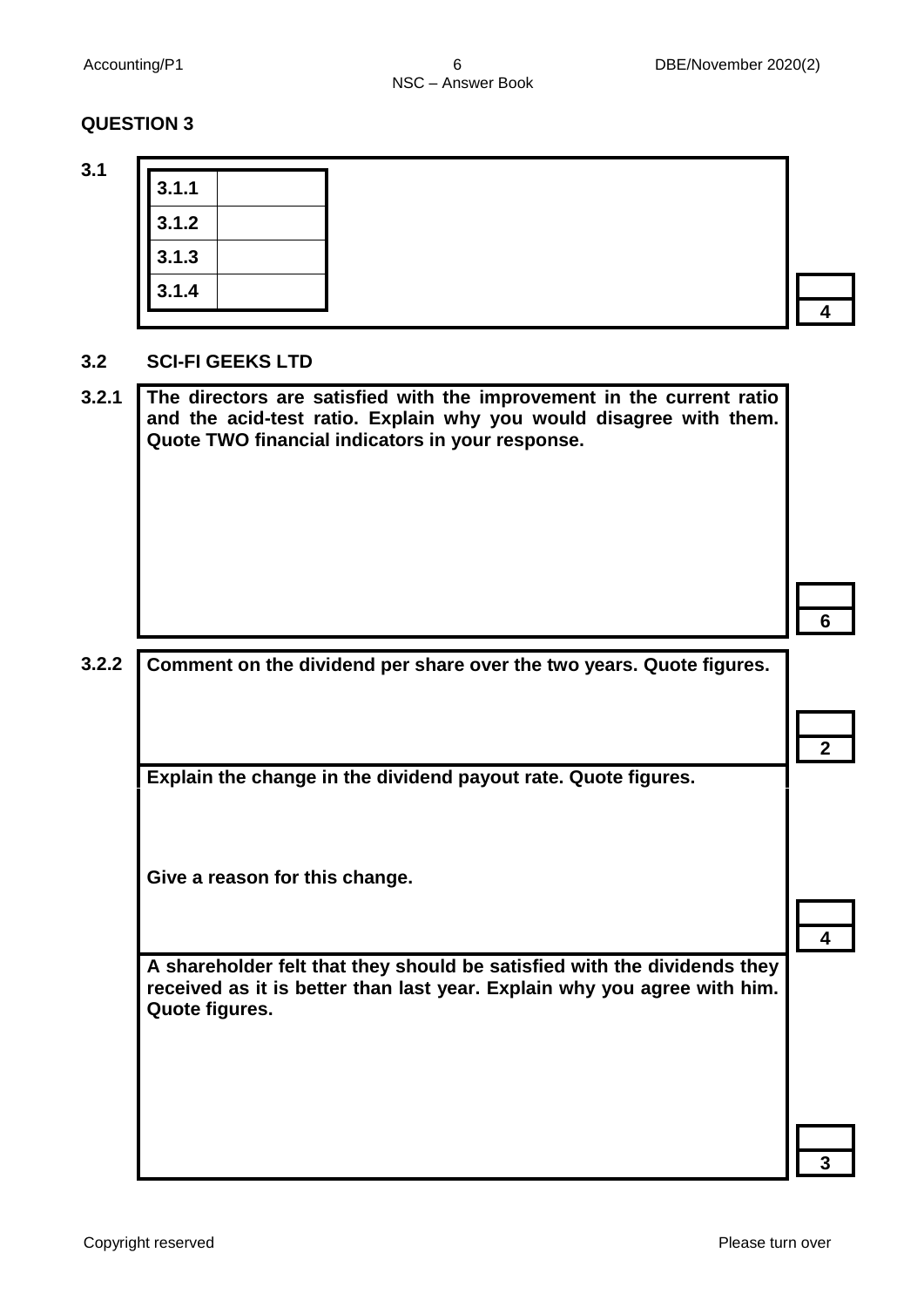## QUESTION 3

**3.1**

| | |
|---|---|
| **3.1.1** | |
| **3.1.2** | |
| **3.1.3** | |
| **3.1.4** | |

**4**

### 3.2 SCI-FI GEEKS LTD

**3.2.1** **The directors are satisfied with the improvement in the current ratio and the acid-test ratio. Explain why you would disagree with them. Quote TWO financial indicators in your response.**

**6**

**3.2.2** **Comment on the dividend per share over the two years. Quote figures.**

**2**

**Explain the change in the dividend payout rate. Quote figures.**

**Give a reason for this change.**

**4**

**A shareholder felt that they should be satisfied with the dividends they received as it is better than last year. Explain why you agree with him. Quote figures.**

**3**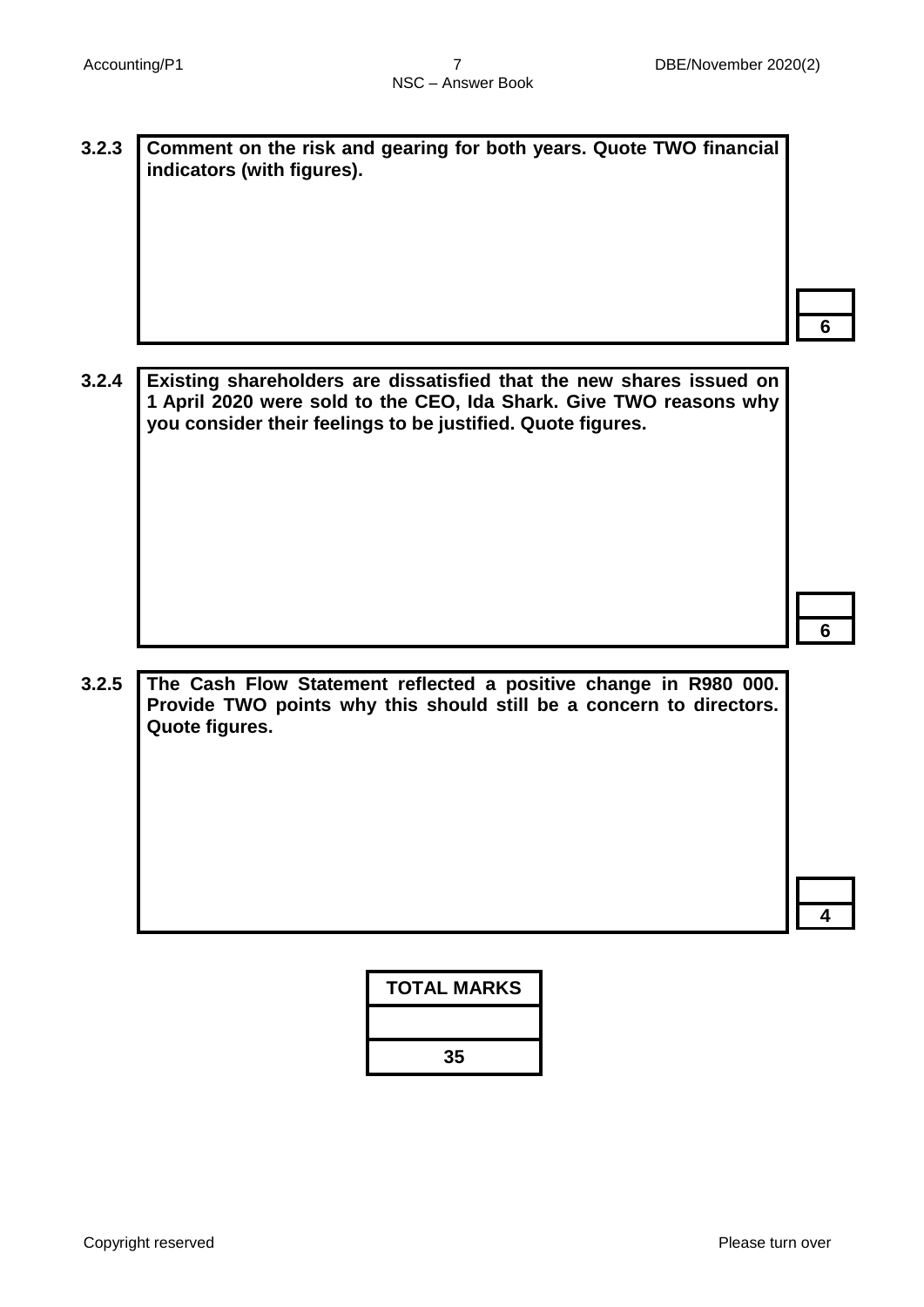**3.2.3** **Comment on the risk and gearing for both years. Quote TWO financial indicators (with figures).**

| |
|---|
| 6 |

**3.2.4** **Existing shareholders are dissatisfied that the new shares issued on 1 April 2020 were sold to the CEO, Ida Shark. Give TWO reasons why you consider their feelings to be justified. Quote figures.**

| |
|---|
| 6 |

**3.2.5** **The Cash Flow Statement reflected a positive change in R980 000. Provide TWO points why this should still be a concern to directors. Quote figures.**

| |
|---|
| 4 |

| TOTAL MARKS |
|---|
| |
| 35 |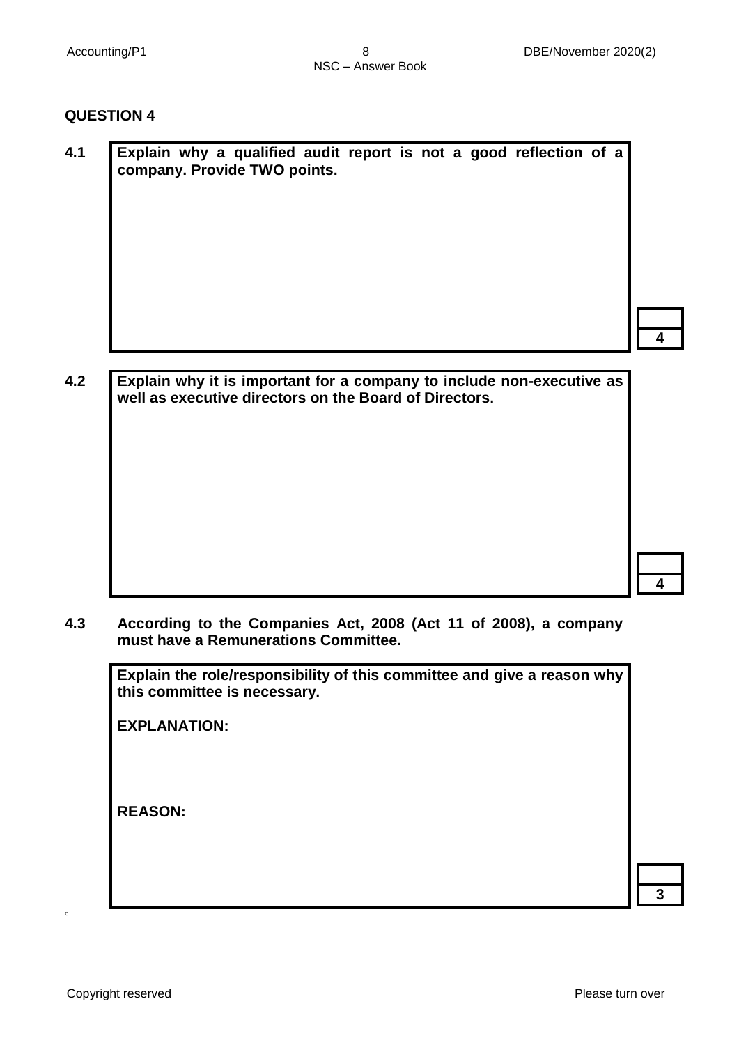**QUESTION 4**

**4.1** **Explain why a qualified audit report is not a good reflection of a company. Provide TWO points.**

**4**

**4.2** **Explain why it is important for a company to include non-executive as well as executive directors on the Board of Directors.**

**4**

**4.3** **According to the Companies Act, 2008 (Act 11 of 2008), a company must have a Remunerations Committee.**

**Explain the role/responsibility of this committee and give a reason why this committee is necessary.**

**EXPLANATION:**

**REASON:**

**3**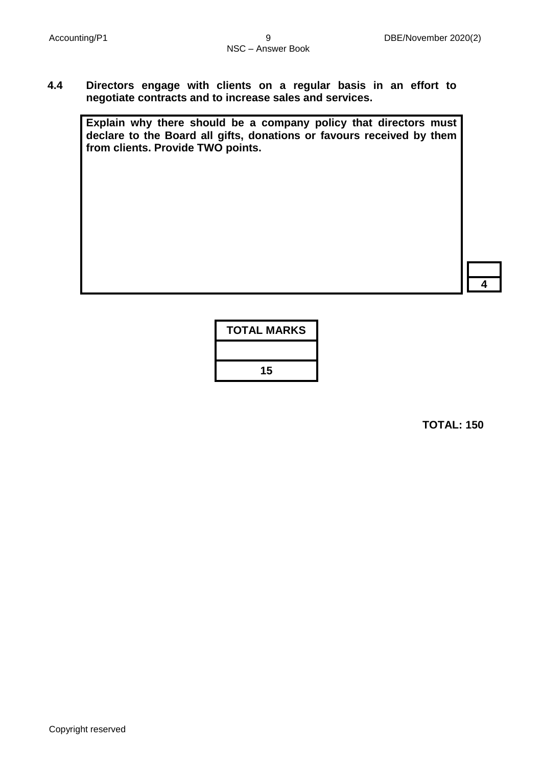**4.4 Directors engage with clients on a regular basis in an effort to negotiate contracts and to increase sales and services.**

| |
|---|
| **Explain why there should be a company policy that directors must declare to the Board all gifts, donations or favours received by them from clients. Provide TWO points.** |

| |
|---|
| |
| **4** |

| **TOTAL MARKS** |
|---|
| |
| **15** |

**TOTAL: 150**

Copyright reserved